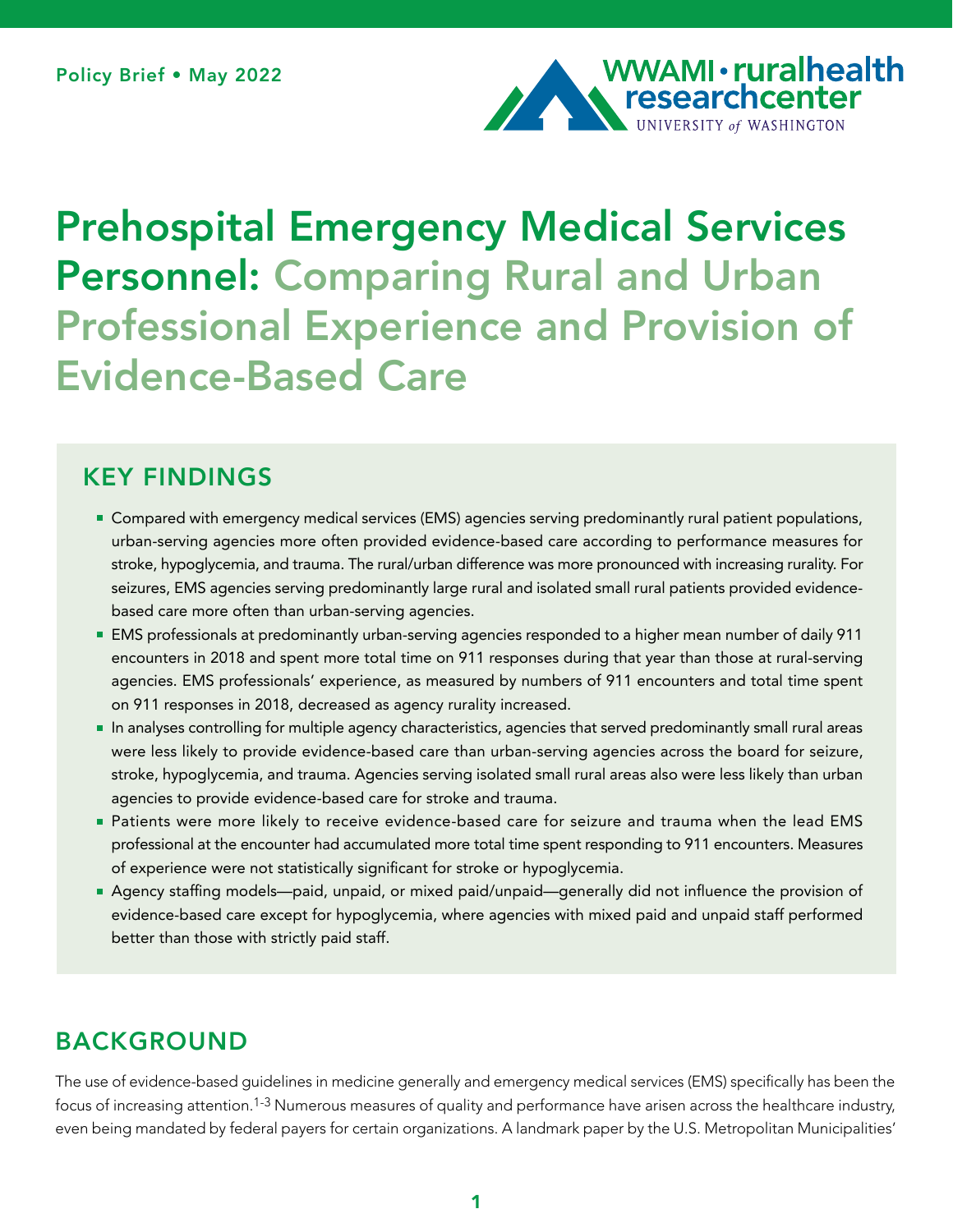Policy Brief • May 2022

WWAMI • ruralhealth researchcenter
UNIVERSITY of WASHINGTON

# Prehospital Emergency Medical Services Personnel: Comparing Rural and Urban Professional Experience and Provision of Evidence-Based Care

## KEY FINDINGS

- Compared with emergency medical services (EMS) agencies serving predominantly rural patient populations, urban-serving agencies more often provided evidence-based care according to performance measures for stroke, hypoglycemia, and trauma. The rural/urban difference was more pronounced with increasing rurality. For seizures, EMS agencies serving predominantly large rural and isolated small rural patients provided evidence-based care more often than urban-serving agencies.
- EMS professionals at predominantly urban-serving agencies responded to a higher mean number of daily 911 encounters in 2018 and spent more total time on 911 responses during that year than those at rural-serving agencies. EMS professionals' experience, as measured by numbers of 911 encounters and total time spent on 911 responses in 2018, decreased as agency rurality increased.
- In analyses controlling for multiple agency characteristics, agencies that served predominantly small rural areas were less likely to provide evidence-based care than urban-serving agencies across the board for seizure, stroke, hypoglycemia, and trauma. Agencies serving isolated small rural areas also were less likely than urban agencies to provide evidence-based care for stroke and trauma.
- Patients were more likely to receive evidence-based care for seizure and trauma when the lead EMS professional at the encounter had accumulated more total time spent responding to 911 encounters. Measures of experience were not statistically significant for stroke or hypoglycemia.
- Agency staffing models—paid, unpaid, or mixed paid/unpaid—generally did not influence the provision of evidence-based care except for hypoglycemia, where agencies with mixed paid and unpaid staff performed better than those with strictly paid staff.

## BACKGROUND

The use of evidence-based guidelines in medicine generally and emergency medical services (EMS) specifically has been the focus of increasing attention.[1-3] Numerous measures of quality and performance have arisen across the healthcare industry, even being mandated by federal payers for certain organizations. A landmark paper by the U.S. Metropolitan Municipalities'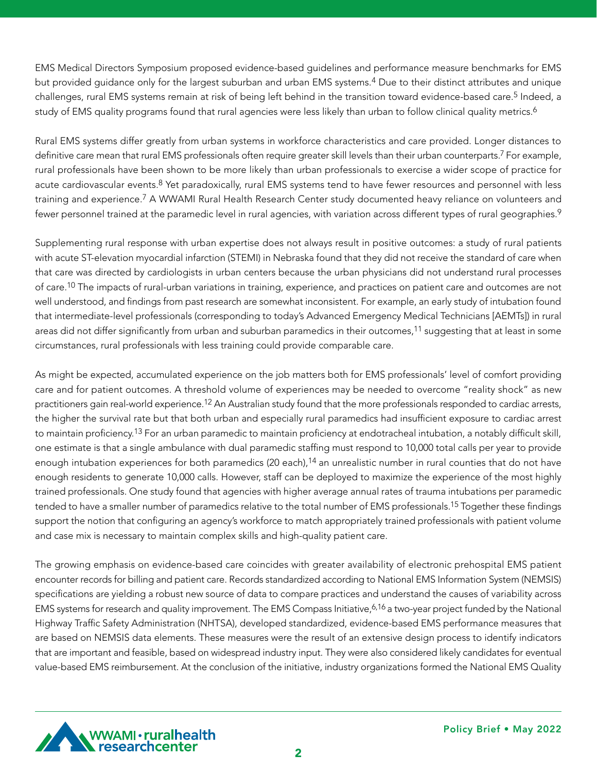EMS Medical Directors Symposium proposed evidence-based guidelines and performance measure benchmarks for EMS but provided guidance only for the largest suburban and urban EMS systems.[4] Due to their distinct attributes and unique challenges, rural EMS systems remain at risk of being left behind in the transition toward evidence-based care.[5] Indeed, a study of EMS quality programs found that rural agencies were less likely than urban to follow clinical quality metrics.[6]

Rural EMS systems differ greatly from urban systems in workforce characteristics and care provided. Longer distances to definitive care mean that rural EMS professionals often require greater skill levels than their urban counterparts.[7] For example, rural professionals have been shown to be more likely than urban professionals to exercise a wider scope of practice for acute cardiovascular events.[8] Yet paradoxically, rural EMS systems tend to have fewer resources and personnel with less training and experience.[7] A WWAMI Rural Health Research Center study documented heavy reliance on volunteers and fewer personnel trained at the paramedic level in rural agencies, with variation across different types of rural geographies.[9]

Supplementing rural response with urban expertise does not always result in positive outcomes: a study of rural patients with acute ST-elevation myocardial infarction (STEMI) in Nebraska found that they did not receive the standard of care when that care was directed by cardiologists in urban centers because the urban physicians did not understand rural processes of care.[10] The impacts of rural-urban variations in training, experience, and practices on patient care and outcomes are not well understood, and findings from past research are somewhat inconsistent. For example, an early study of intubation found that intermediate-level professionals (corresponding to today's Advanced Emergency Medical Technicians [AEMTs]) in rural areas did not differ significantly from urban and suburban paramedics in their outcomes,[11] suggesting that at least in some circumstances, rural professionals with less training could provide comparable care.

As might be expected, accumulated experience on the job matters both for EMS professionals' level of comfort providing care and for patient outcomes. A threshold volume of experiences may be needed to overcome "reality shock" as new practitioners gain real-world experience.[12] An Australian study found that the more professionals responded to cardiac arrests, the higher the survival rate but that both urban and especially rural paramedics had insufficient exposure to cardiac arrest to maintain proficiency.[13] For an urban paramedic to maintain proficiency at endotracheal intubation, a notably difficult skill, one estimate is that a single ambulance with dual paramedic staffing must respond to 10,000 total calls per year to provide enough intubation experiences for both paramedics (20 each),[14] an unrealistic number in rural counties that do not have enough residents to generate 10,000 calls. However, staff can be deployed to maximize the experience of the most highly trained professionals. One study found that agencies with higher average annual rates of trauma intubations per paramedic tended to have a smaller number of paramedics relative to the total number of EMS professionals.[15] Together these findings support the notion that configuring an agency's workforce to match appropriately trained professionals with patient volume and case mix is necessary to maintain complex skills and high-quality patient care.

The growing emphasis on evidence-based care coincides with greater availability of electronic prehospital EMS patient encounter records for billing and patient care. Records standardized according to National EMS Information System (NEMSIS) specifications are yielding a robust new source of data to compare practices and understand the causes of variability across EMS systems for research and quality improvement. The EMS Compass Initiative,[6,16] a two-year project funded by the National Highway Traffic Safety Administration (NHTSA), developed standardized, evidence-based EMS performance measures that are based on NEMSIS data elements. These measures were the result of an extensive design process to identify indicators that are important and feasible, based on widespread industry input. They were also considered likely candidates for eventual value-based EMS reimbursement. At the conclusion of the initiative, industry organizations formed the National EMS Quality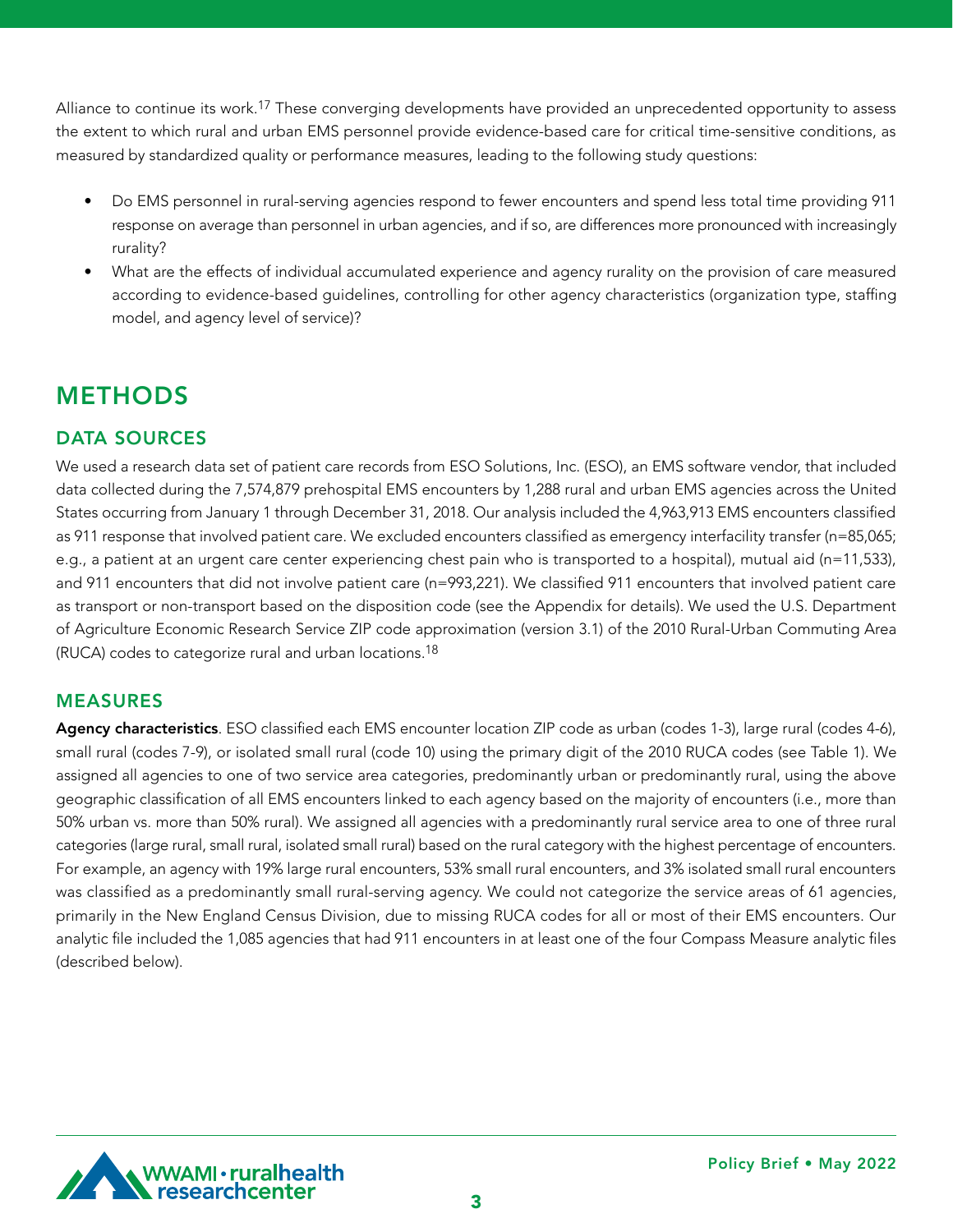Alliance to continue its work.[17] These converging developments have provided an unprecedented opportunity to assess the extent to which rural and urban EMS personnel provide evidence-based care for critical time-sensitive conditions, as measured by standardized quality or performance measures, leading to the following study questions:

- Do EMS personnel in rural-serving agencies respond to fewer encounters and spend less total time providing 911 response on average than personnel in urban agencies, and if so, are differences more pronounced with increasingly rurality?
- What are the effects of individual accumulated experience and agency rurality on the provision of care measured according to evidence-based guidelines, controlling for other agency characteristics (organization type, staffing model, and agency level of service)?

# METHODS

## DATA SOURCES

We used a research data set of patient care records from ESO Solutions, Inc. (ESO), an EMS software vendor, that included data collected during the 7,574,879 prehospital EMS encounters by 1,288 rural and urban EMS agencies across the United States occurring from January 1 through December 31, 2018. Our analysis included the 4,963,913 EMS encounters classified as 911 response that involved patient care. We excluded encounters classified as emergency interfacility transfer (n=85,065; e.g., a patient at an urgent care center experiencing chest pain who is transported to a hospital), mutual aid (n=11,533), and 911 encounters that did not involve patient care (n=993,221). We classified 911 encounters that involved patient care as transport or non-transport based on the disposition code (see the Appendix for details). We used the U.S. Department of Agriculture Economic Research Service ZIP code approximation (version 3.1) of the 2010 Rural-Urban Commuting Area (RUCA) codes to categorize rural and urban locations.[18]

## MEASURES

**Agency characteristics**. ESO classified each EMS encounter location ZIP code as urban (codes 1-3), large rural (codes 4-6), small rural (codes 7-9), or isolated small rural (code 10) using the primary digit of the 2010 RUCA codes (see Table 1). We assigned all agencies to one of two service area categories, predominantly urban or predominantly rural, using the above geographic classification of all EMS encounters linked to each agency based on the majority of encounters (i.e., more than 50% urban vs. more than 50% rural). We assigned all agencies with a predominantly rural service area to one of three rural categories (large rural, small rural, isolated small rural) based on the rural category with the highest percentage of encounters. For example, an agency with 19% large rural encounters, 53% small rural encounters, and 3% isolated small rural encounters was classified as a predominantly small rural-serving agency. We could not categorize the service areas of 61 agencies, primarily in the New England Census Division, due to missing RUCA codes for all or most of their EMS encounters. Our analytic file included the 1,085 agencies that had 911 encounters in at least one of the four Compass Measure analytic files (described below).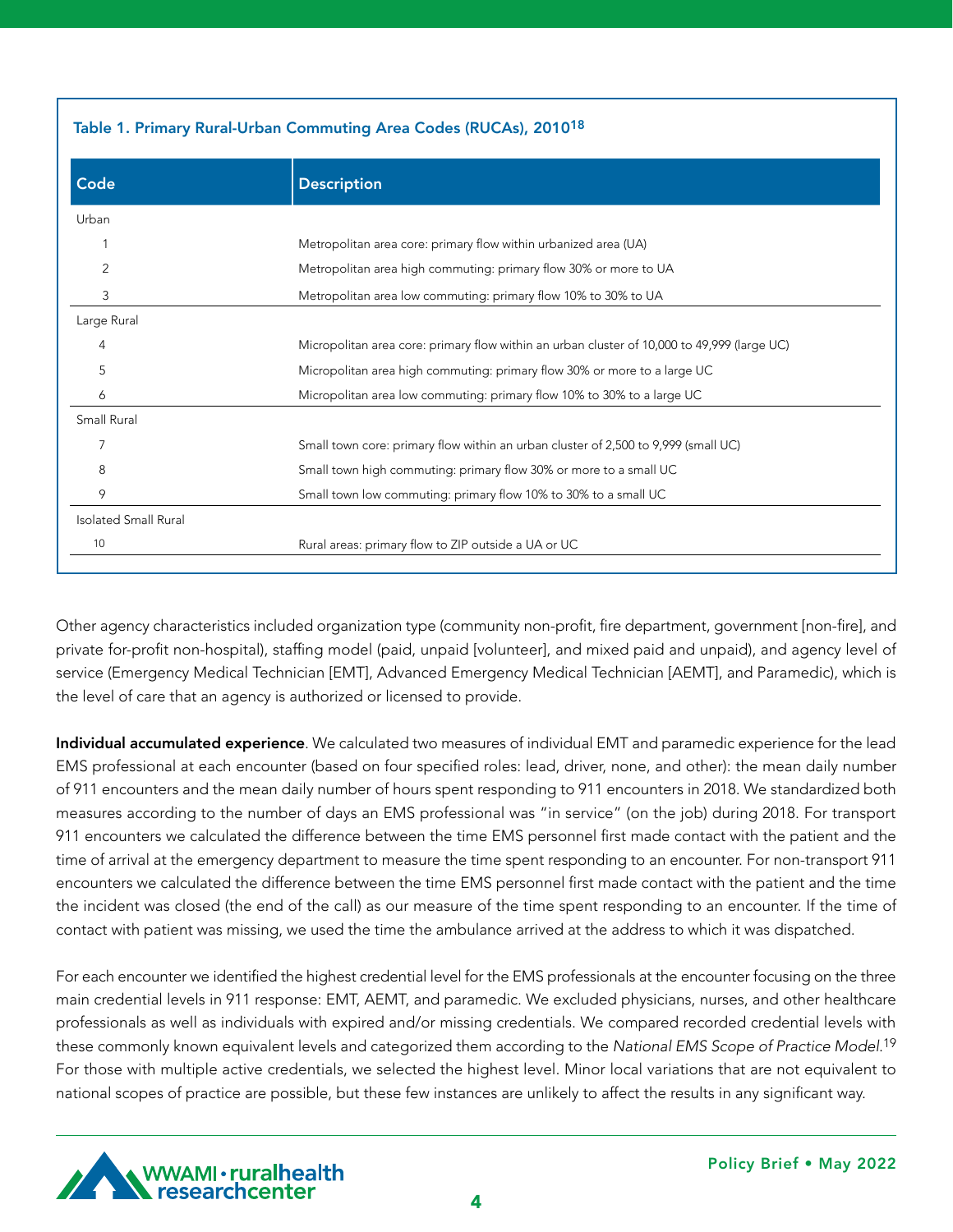**Table 1. Primary Rural-Urban Commuting Area Codes (RUCAs), 2010[18]**

| Code | Description |
|---|---|
| Urban | |
| 1 | Metropolitan area core: primary flow within urbanized area (UA) |
| 2 | Metropolitan area high commuting: primary flow 30% or more to UA |
| 3 | Metropolitan area low commuting: primary flow 10% to 30% to UA |
| Large Rural | |
| 4 | Micropolitan area core: primary flow within an urban cluster of 10,000 to 49,999 (large UC) |
| 5 | Micropolitan area high commuting: primary flow 30% or more to a large UC |
| 6 | Micropolitan area low commuting: primary flow 10% to 30% to a large UC |
| Small Rural | |
| 7 | Small town core: primary flow within an urban cluster of 2,500 to 9,999 (small UC) |
| 8 | Small town high commuting: primary flow 30% or more to a small UC |
| 9 | Small town low commuting: primary flow 10% to 30% to a small UC |
| Isolated Small Rural | |
| 10 | Rural areas: primary flow to ZIP outside a UA or UC |

Other agency characteristics included organization type (community non-profit, fire department, government [non-fire], and private for-profit non-hospital), staffing model (paid, unpaid [volunteer], and mixed paid and unpaid), and agency level of service (Emergency Medical Technician [EMT], Advanced Emergency Medical Technician [AEMT], and Paramedic), which is the level of care that an agency is authorized or licensed to provide.

**Individual accumulated experience**. We calculated two measures of individual EMT and paramedic experience for the lead EMS professional at each encounter (based on four specified roles: lead, driver, none, and other): the mean daily number of 911 encounters and the mean daily number of hours spent responding to 911 encounters in 2018. We standardized both measures according to the number of days an EMS professional was "in service" (on the job) during 2018. For transport 911 encounters we calculated the difference between the time EMS personnel first made contact with the patient and the time of arrival at the emergency department to measure the time spent responding to an encounter. For non-transport 911 encounters we calculated the difference between the time EMS personnel first made contact with the patient and the time the incident was closed (the end of the call) as our measure of the time spent responding to an encounter. If the time of contact with patient was missing, we used the time the ambulance arrived at the address to which it was dispatched.

For each encounter we identified the highest credential level for the EMS professionals at the encounter focusing on the three main credential levels in 911 response: EMT, AEMT, and paramedic. We excluded physicians, nurses, and other healthcare professionals as well as individuals with expired and/or missing credentials. We compared recorded credential levels with these commonly known equivalent levels and categorized them according to the *National EMS Scope of Practice Model*.[19] For those with multiple active credentials, we selected the highest level. Minor local variations that are not equivalent to national scopes of practice are possible, but these few instances are unlikely to affect the results in any significant way.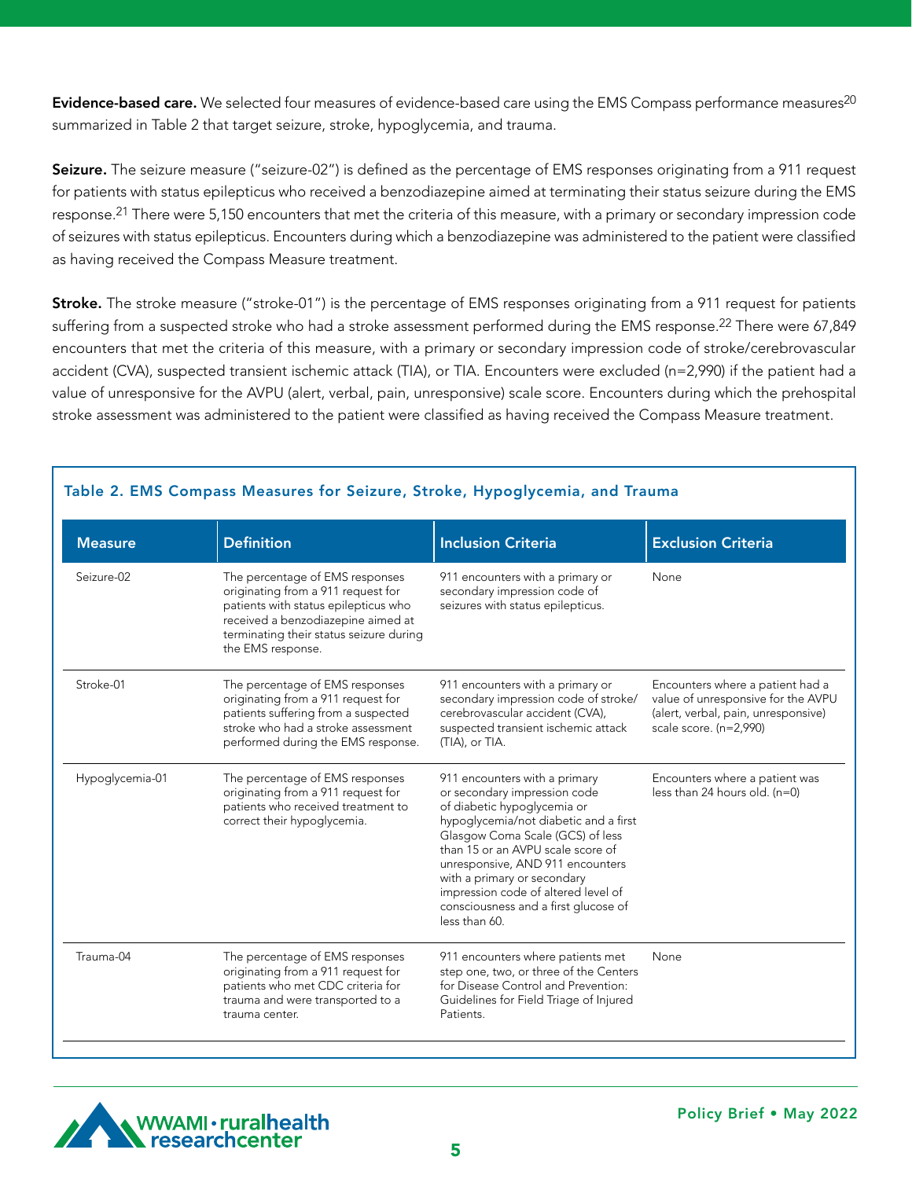**Evidence-based care.** We selected four measures of evidence-based care using the EMS Compass performance measures[20] summarized in Table 2 that target seizure, stroke, hypoglycemia, and trauma.

**Seizure.** The seizure measure ("seizure-02") is defined as the percentage of EMS responses originating from a 911 request for patients with status epilepticus who received a benzodiazepine aimed at terminating their status seizure during the EMS response.[21] There were 5,150 encounters that met the criteria of this measure, with a primary or secondary impression code of seizures with status epilepticus. Encounters during which a benzodiazepine was administered to the patient were classified as having received the Compass Measure treatment.

**Stroke.** The stroke measure ("stroke-01") is the percentage of EMS responses originating from a 911 request for patients suffering from a suspected stroke who had a stroke assessment performed during the EMS response.[22] There were 67,849 encounters that met the criteria of this measure, with a primary or secondary impression code of stroke/cerebrovascular accident (CVA), suspected transient ischemic attack (TIA), or TIA. Encounters were excluded (n=2,990) if the patient had a value of unresponsive for the AVPU (alert, verbal, pain, unresponsive) scale score. Encounters during which the prehospital stroke assessment was administered to the patient were classified as having received the Compass Measure treatment.

**Table 2. EMS Compass Measures for Seizure, Stroke, Hypoglycemia, and Trauma**

| Measure | Definition | Inclusion Criteria | Exclusion Criteria |
|---|---|---|---|
| Seizure-02 | The percentage of EMS responses originating from a 911 request for patients with status epilepticus who received a benzodiazepine aimed at terminating their status seizure during the EMS response. | 911 encounters with a primary or secondary impression code of seizures with status epilepticus. | None |
| Stroke-01 | The percentage of EMS responses originating from a 911 request for patients suffering from a suspected stroke who had a stroke assessment performed during the EMS response. | 911 encounters with a primary or secondary impression code of stroke/ cerebrovascular accident (CVA), suspected transient ischemic attack (TIA), or TIA. | Encounters where a patient had a value of unresponsive for the AVPU (alert, verbal, pain, unresponsive) scale score. (n=2,990) |
| Hypoglycemia-01 | The percentage of EMS responses originating from a 911 request for patients who received treatment to correct their hypoglycemia. | 911 encounters with a primary or secondary impression code of diabetic hypoglycemia or hypoglycemia/not diabetic and a first Glasgow Coma Scale (GCS) of less than 15 or an AVPU scale score of unresponsive, AND 911 encounters with a primary or secondary impression code of altered level of consciousness and a first glucose of less than 60. | Encounters where a patient was less than 24 hours old. (n=0) |
| Trauma-04 | The percentage of EMS responses originating from a 911 request for patients who met CDC criteria for trauma and were transported to a trauma center. | 911 encounters where patients met step one, two, or three of the Centers for Disease Control and Prevention: Guidelines for Field Triage of Injured Patients. | None |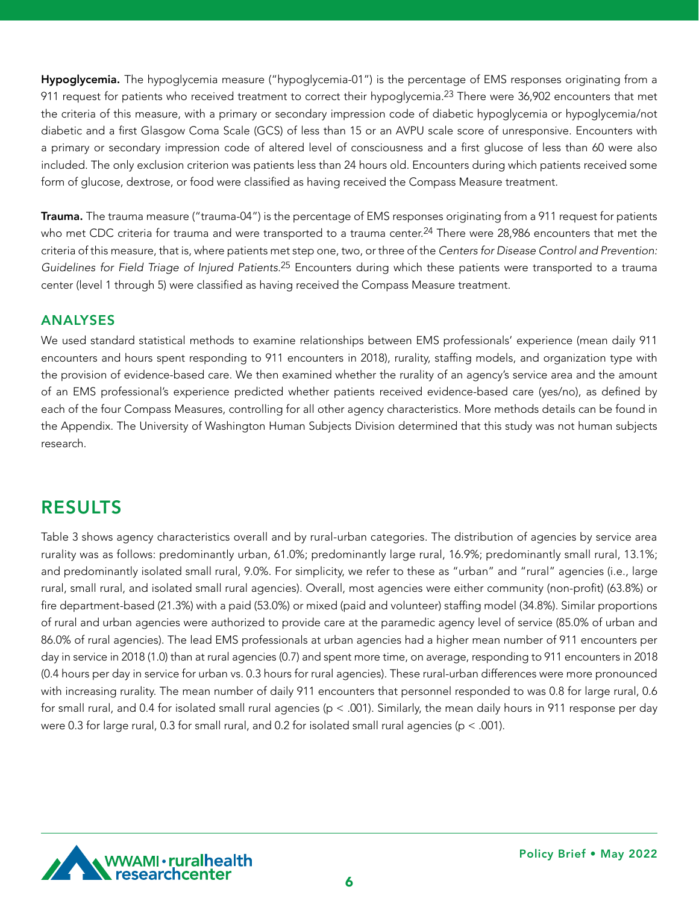**Hypoglycemia.** The hypoglycemia measure ("hypoglycemia-01") is the percentage of EMS responses originating from a 911 request for patients who received treatment to correct their hypoglycemia.[23] There were 36,902 encounters that met the criteria of this measure, with a primary or secondary impression code of diabetic hypoglycemia or hypoglycemia/not diabetic and a first Glasgow Coma Scale (GCS) of less than 15 or an AVPU scale score of unresponsive. Encounters with a primary or secondary impression code of altered level of consciousness and a first glucose of less than 60 were also included. The only exclusion criterion was patients less than 24 hours old. Encounters during which patients received some form of glucose, dextrose, or food were classified as having received the Compass Measure treatment.

**Trauma.** The trauma measure ("trauma-04") is the percentage of EMS responses originating from a 911 request for patients who met CDC criteria for trauma and were transported to a trauma center.[24] There were 28,986 encounters that met the criteria of this measure, that is, where patients met step one, two, or three of the *Centers for Disease Control and Prevention: Guidelines for Field Triage of Injured Patients*.[25] Encounters during which these patients were transported to a trauma center (level 1 through 5) were classified as having received the Compass Measure treatment.

### ANALYSES

We used standard statistical methods to examine relationships between EMS professionals' experience (mean daily 911 encounters and hours spent responding to 911 encounters in 2018), rurality, staffing models, and organization type with the provision of evidence-based care. We then examined whether the rurality of an agency's service area and the amount of an EMS professional's experience predicted whether patients received evidence-based care (yes/no), as defined by each of the four Compass Measures, controlling for all other agency characteristics. More methods details can be found in the Appendix. The University of Washington Human Subjects Division determined that this study was not human subjects research.

## RESULTS

Table 3 shows agency characteristics overall and by rural-urban categories. The distribution of agencies by service area rurality was as follows: predominantly urban, 61.0%; predominantly large rural, 16.9%; predominantly small rural, 13.1%; and predominantly isolated small rural, 9.0%. For simplicity, we refer to these as "urban" and "rural" agencies (i.e., large rural, small rural, and isolated small rural agencies). Overall, most agencies were either community (non-profit) (63.8%) or fire department-based (21.3%) with a paid (53.0%) or mixed (paid and volunteer) staffing model (34.8%). Similar proportions of rural and urban agencies were authorized to provide care at the paramedic agency level of service (85.0% of urban and 86.0% of rural agencies). The lead EMS professionals at urban agencies had a higher mean number of 911 encounters per day in service in 2018 (1.0) than at rural agencies (0.7) and spent more time, on average, responding to 911 encounters in 2018 (0.4 hours per day in service for urban vs. 0.3 hours for rural agencies). These rural-urban differences were more pronounced with increasing rurality. The mean number of daily 911 encounters that personnel responded to was 0.8 for large rural, 0.6 for small rural, and 0.4 for isolated small rural agencies ($p < .001$). Similarly, the mean daily hours in 911 response per day were 0.3 for large rural, 0.3 for small rural, and 0.2 for isolated small rural agencies ($p < .001$).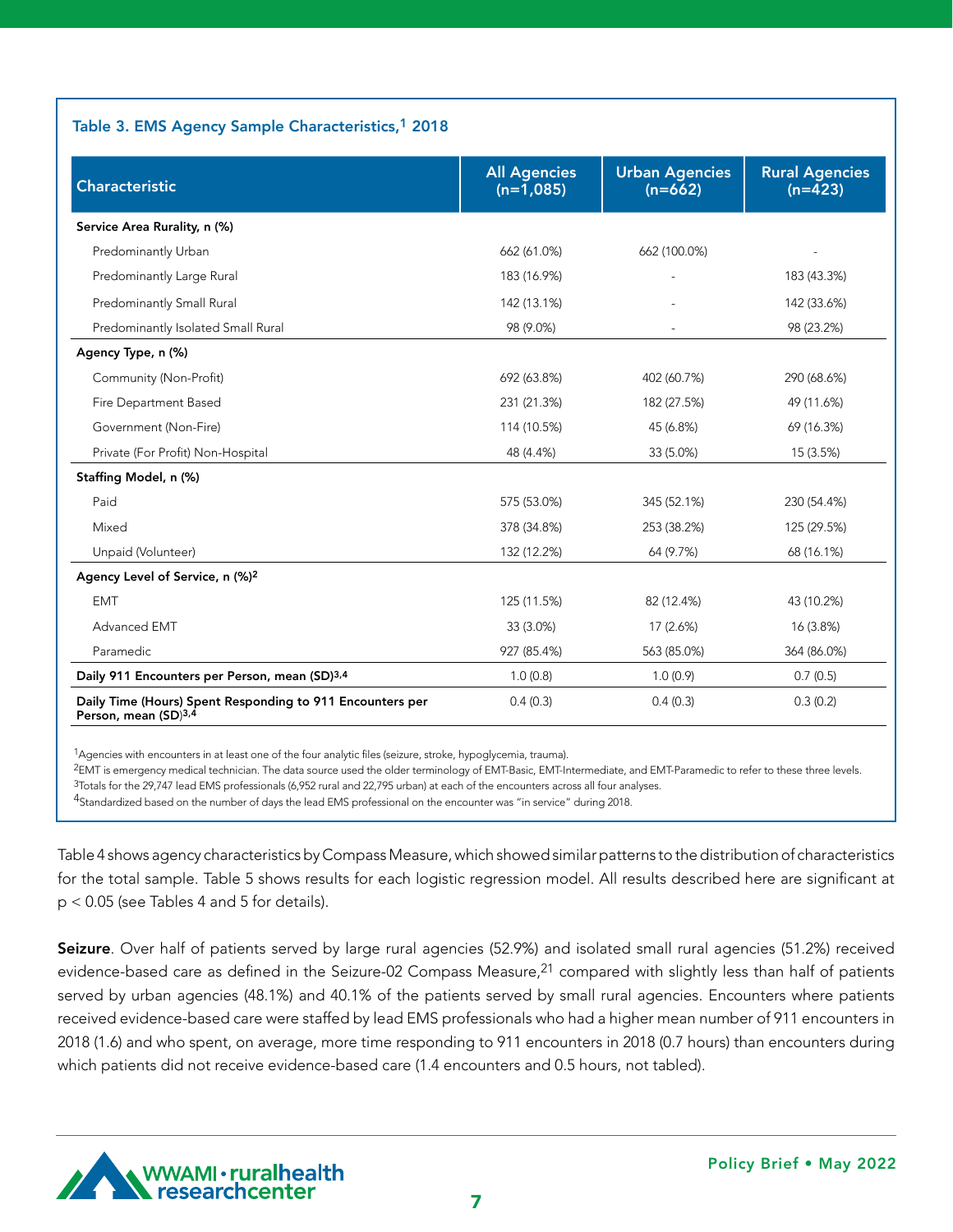**Table 3. EMS Agency Sample Characteristics,[1] 2018**

| Characteristic | All Agencies (n=1,085) | Urban Agencies (n=662) | Rural Agencies (n=423) |
|---|---|---|---|
| **Service Area Rurality, n (%)** | | | |
| Predominantly Urban | 662 (61.0%) | 662 (100.0%) | - |
| Predominantly Large Rural | 183 (16.9%) | - | 183 (43.3%) |
| Predominantly Small Rural | 142 (13.1%) | - | 142 (33.6%) |
| Predominantly Isolated Small Rural | 98 (9.0%) | - | 98 (23.2%) |
| **Agency Type, n (%)** | | | |
| Community (Non-Profit) | 692 (63.8%) | 402 (60.7%) | 290 (68.6%) |
| Fire Department Based | 231 (21.3%) | 182 (27.5%) | 49 (11.6%) |
| Government (Non-Fire) | 114 (10.5%) | 45 (6.8%) | 69 (16.3%) |
| Private (For Profit) Non-Hospital | 48 (4.4%) | 33 (5.0%) | 15 (3.5%) |
| **Staffing Model, n (%)** | | | |
| Paid | 575 (53.0%) | 345 (52.1%) | 230 (54.4%) |
| Mixed | 378 (34.8%) | 253 (38.2%) | 125 (29.5%) |
| Unpaid (Volunteer) | 132 (12.2%) | 64 (9.7%) | 68 (16.1%) |
| **Agency Level of Service, n (%)[2]** | | | |
| EMT | 125 (11.5%) | 82 (12.4%) | 43 (10.2%) |
| Advanced EMT | 33 (3.0%) | 17 (2.6%) | 16 (3.8%) |
| Paramedic | 927 (85.4%) | 563 (85.0%) | 364 (86.0%) |
| **Daily 911 Encounters per Person, mean (SD)[3,4]** | 1.0 (0.8) | 1.0 (0.9) | 0.7 (0.5) |
| **Daily Time (Hours) Spent Responding to 911 Encounters per Person, mean (SD)[3,4]** | 0.4 (0.3) | 0.4 (0.3) | 0.3 (0.2) |

[1]Agencies with encounters in at least one of the four analytic files (seizure, stroke, hypoglycemia, trauma).
[2]EMT is emergency medical technician. The data source used the older terminology of EMT-Basic, EMT-Intermediate, and EMT-Paramedic to refer to these three levels.
[3]Totals for the 29,747 lead EMS professionals (6,952 rural and 22,795 urban) at each of the encounters across all four analyses.
[4]Standardized based on the number of days the lead EMS professional on the encounter was "in service" during 2018.

Table 4 shows agency characteristics by Compass Measure, which showed similar patterns to the distribution of characteristics for the total sample. Table 5 shows results for each logistic regression model. All results described here are significant at $p < 0.05$ (see Tables 4 and 5 for details).

**Seizure**. Over half of patients served by large rural agencies (52.9%) and isolated small rural agencies (51.2%) received evidence-based care as defined in the Seizure-02 Compass Measure,[21] compared with slightly less than half of patients served by urban agencies (48.1%) and 40.1% of the patients served by small rural agencies. Encounters where patients received evidence-based care were staffed by lead EMS professionals who had a higher mean number of 911 encounters in 2018 (1.6) and who spent, on average, more time responding to 911 encounters in 2018 (0.7 hours) than encounters during which patients did not receive evidence-based care (1.4 encounters and 0.5 hours, not tabled).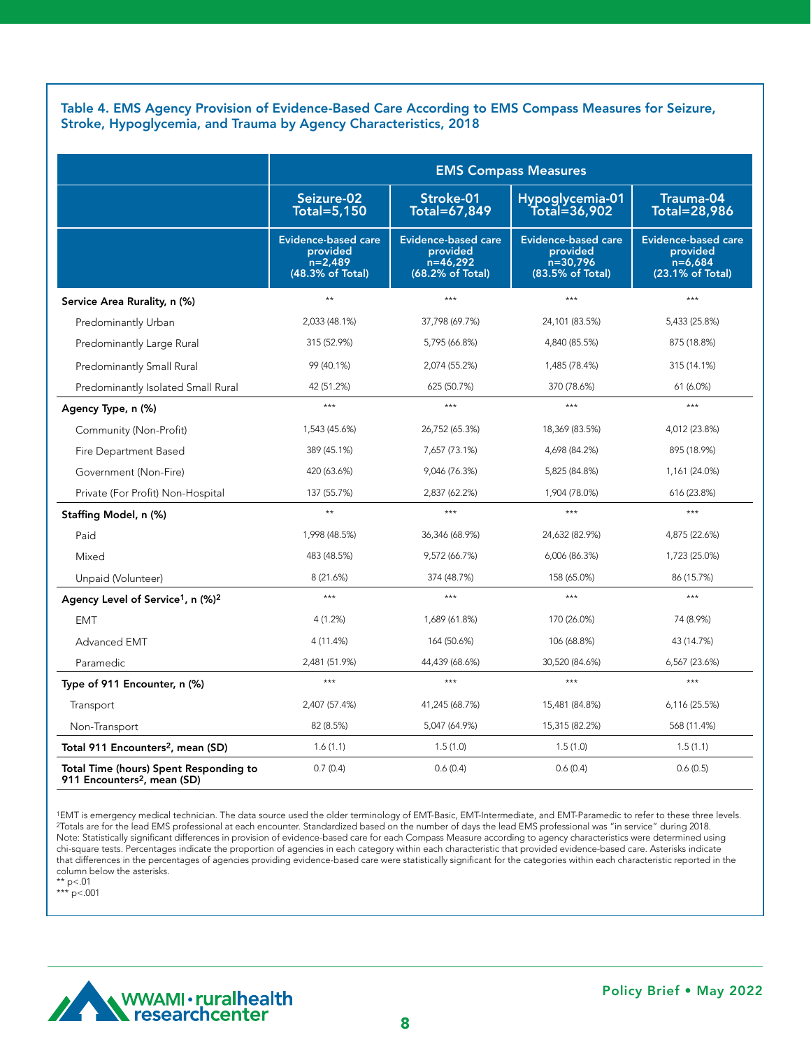### Table 4. EMS Agency Provision of Evidence-Based Care According to EMS Compass Measures for Seizure, Stroke, Hypoglycemia, and Trauma by Agency Characteristics, 2018

| | EMS Compass Measures | | | |
|---|---|---|---|---|
| | Seizure-02 Total=5,150 | Stroke-01 Total=67,849 | Hypoglycemia-01 Total=36,902 | Trauma-04 Total=28,986 |
| | Evidence-based care provided n=2,489 (48.3% of Total) | Evidence-based care provided n=46,292 (68.2% of Total) | Evidence-based care provided n=30,796 (83.5% of Total) | Evidence-based care provided n=6,684 (23.1% of Total) |
| **Service Area Rurality, n (%)** | ** | *** | *** | *** |
| Predominantly Urban | 2,033 (48.1%) | 37,798 (69.7%) | 24,101 (83.5%) | 5,433 (25.8%) |
| Predominantly Large Rural | 315 (52.9%) | 5,795 (66.8%) | 4,840 (85.5%) | 875 (18.8%) |
| Predominantly Small Rural | 99 (40.1%) | 2,074 (55.2%) | 1,485 (78.4%) | 315 (14.1%) |
| Predominantly Isolated Small Rural | 42 (51.2%) | 625 (50.7%) | 370 (78.6%) | 61 (6.0%) |
| **Agency Type, n (%)** | *** | *** | *** | *** |
| Community (Non-Profit) | 1,543 (45.6%) | 26,752 (65.3%) | 18,369 (83.5%) | 4,012 (23.8%) |
| Fire Department Based | 389 (45.1%) | 7,657 (73.1%) | 4,698 (84.2%) | 895 (18.9%) |
| Government (Non-Fire) | 420 (63.6%) | 9,046 (76.3%) | 5,825 (84.8%) | 1,161 (24.0%) |
| Private (For Profit) Non-Hospital | 137 (55.7%) | 2,837 (62.2%) | 1,904 (78.0%) | 616 (23.8%) |
| **Staffing Model, n (%)** | ** | *** | *** | *** |
| Paid | 1,998 (48.5%) | 36,346 (68.9%) | 24,632 (82.9%) | 4,875 (22.6%) |
| Mixed | 483 (48.5%) | 9,572 (66.7%) | 6,006 (86.3%) | 1,723 (25.0%) |
| Unpaid (Volunteer) | 8 (21.6%) | 374 (48.7%) | 158 (65.0%) | 86 (15.7%) |
| **Agency Level of Service[1], n (%)[2]** | *** | *** | *** | *** |
| EMT | 4 (1.2%) | 1,689 (61.8%) | 170 (26.0%) | 74 (8.9%) |
| Advanced EMT | 4 (11.4%) | 164 (50.6%) | 106 (68.8%) | 43 (14.7%) |
| Paramedic | 2,481 (51.9%) | 44,439 (68.6%) | 30,520 (84.6%) | 6,567 (23.6%) |
| **Type of 911 Encounter, n (%)** | *** | *** | *** | *** |
| Transport | 2,407 (57.4%) | 41,245 (68.7%) | 15,481 (84.8%) | 6,116 (25.5%) |
| Non-Transport | 82 (8.5%) | 5,047 (64.9%) | 15,315 (82.2%) | 568 (11.4%) |
| **Total 911 Encounters[2], mean (SD)** | 1.6 (1.1) | 1.5 (1.0) | 1.5 (1.0) | 1.5 (1.1) |
| **Total Time (hours) Spent Responding to 911 Encounters[2], mean (SD)** | 0.7 (0.4) | 0.6 (0.4) | 0.6 (0.4) | 0.6 (0.5) |

[1]EMT is emergency medical technician. The data source used the older terminology of EMT-Basic, EMT-Intermediate, and EMT-Paramedic to refer to these three levels.
[2]Totals are for the lead EMS professional at each encounter. Standardized based on the number of days the lead EMS professional was "in service" during 2018.
Note: Statistically significant differences in provision of evidence-based care for each Compass Measure according to agency characteristics were determined using chi-square tests. Percentages indicate the proportion of agencies in each category within each characteristic that provided evidence-based care. Asterisks indicate that differences in the percentages of agencies providing evidence-based care were statistically significant for the categories within each characteristic reported in the column below the asterisks.
** $p<.01$
*** $p<.001$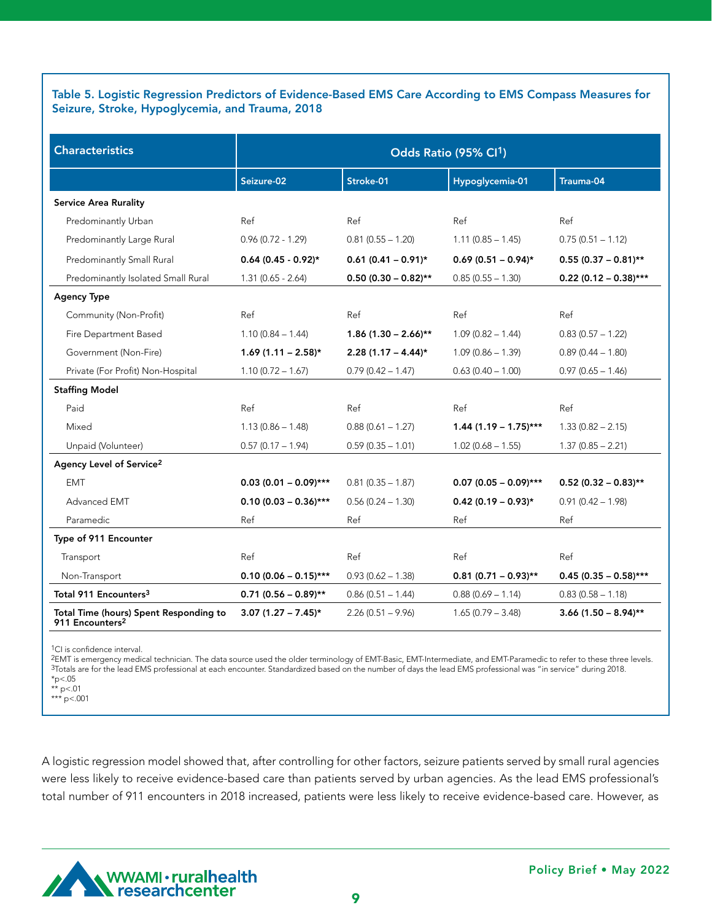**Table 5. Logistic Regression Predictors of Evidence-Based EMS Care According to EMS Compass Measures for Seizure, Stroke, Hypoglycemia, and Trauma, 2018**

| Characteristics | Odds Ratio (95% CI[1]) | | | |
|---|---|---|---|---|
| | Seizure-02 | Stroke-01 | Hypoglycemia-01 | Trauma-04 |
| **Service Area Rurality** | | | | |
| Predominantly Urban | Ref | Ref | Ref | Ref |
| Predominantly Large Rural | 0.96 (0.72 - 1.29) | 0.81 (0.55 – 1.20) | 1.11 (0.85 – 1.45) | 0.75 (0.51 – 1.12) |
| Predominantly Small Rural | **0.64 (0.45 - 0.92)*** | **0.61 (0.41 – 0.91)*** | **0.69 (0.51 – 0.94)*** | **0.55 (0.37 – 0.81)**** |
| Predominantly Isolated Small Rural | 1.31 (0.65 - 2.64) | **0.50 (0.30 – 0.82)**** | 0.85 (0.55 – 1.30) | **0.22 (0.12 – 0.38)***** |
| **Agency Type** | | | | |
| Community (Non-Profit) | Ref | Ref | Ref | Ref |
| Fire Department Based | 1.10 (0.84 – 1.44) | **1.86 (1.30 – 2.66)**** | 1.09 (0.82 – 1.44) | 0.83 (0.57 – 1.22) |
| Government (Non-Fire) | **1.69 (1.11 – 2.58)*** | **2.28 (1.17 – 4.44)*** | 1.09 (0.86 – 1.39) | 0.89 (0.44 – 1.80) |
| Private (For Profit) Non-Hospital | 1.10 (0.72 – 1.67) | 0.79 (0.42 – 1.47) | 0.63 (0.40 – 1.00) | 0.97 (0.65 – 1.46) |
| **Staffing Model** | | | | |
| Paid | Ref | Ref | Ref | Ref |
| Mixed | 1.13 (0.86 – 1.48) | 0.88 (0.61 – 1.27) | **1.44 (1.19 – 1.75)***** | 1.33 (0.82 – 2.15) |
| Unpaid (Volunteer) | 0.57 (0.17 – 1.94) | 0.59 (0.35 – 1.01) | 1.02 (0.68 – 1.55) | 1.37 (0.85 – 2.21) |
| **Agency Level of Service[2]** | | | | |
| EMT | **0.03 (0.01 – 0.09)***** | 0.81 (0.35 – 1.87) | **0.07 (0.05 – 0.09)***** | **0.52 (0.32 – 0.83)**** |
| Advanced EMT | **0.10 (0.03 – 0.36)***** | 0.56 (0.24 – 1.30) | **0.42 (0.19 – 0.93)*** | 0.91 (0.42 – 1.98) |
| Paramedic | Ref | Ref | Ref | Ref |
| **Type of 911 Encounter** | | | | |
| Transport | Ref | Ref | Ref | Ref |
| Non-Transport | **0.10 (0.06 – 0.15)***** | 0.93 (0.62 – 1.38) | **0.81 (0.71 – 0.93)**** | **0.45 (0.35 – 0.58)***** |
| **Total 911 Encounters[3]** | **0.71 (0.56 – 0.89)**** | 0.86 (0.51 – 1.44) | 0.88 (0.69 – 1.14) | 0.83 (0.58 – 1.18) |
| **Total Time (hours) Spent Responding to 911 Encounters[2]** | **3.07 (1.27 – 7.45)*** | 2.26 (0.51 – 9.96) | 1.65 (0.79 – 3.48) | **3.66 (1.50 – 8.94)**** |

[1]CI is confidence interval.
[2]EMT is emergency medical technician. The data source used the older terminology of EMT-Basic, EMT-Intermediate, and EMT-Paramedic to refer to these three levels.
[3]Totals are for the lead EMS professional at each encounter. Standardized based on the number of days the lead EMS professional was "in service" during 2018.
*p<.05
** p<.01
*** p<.001

A logistic regression model showed that, after controlling for other factors, seizure patients served by small rural agencies were less likely to receive evidence-based care than patients served by urban agencies. As the lead EMS professional's total number of 911 encounters in 2018 increased, patients were less likely to receive evidence-based care. However, as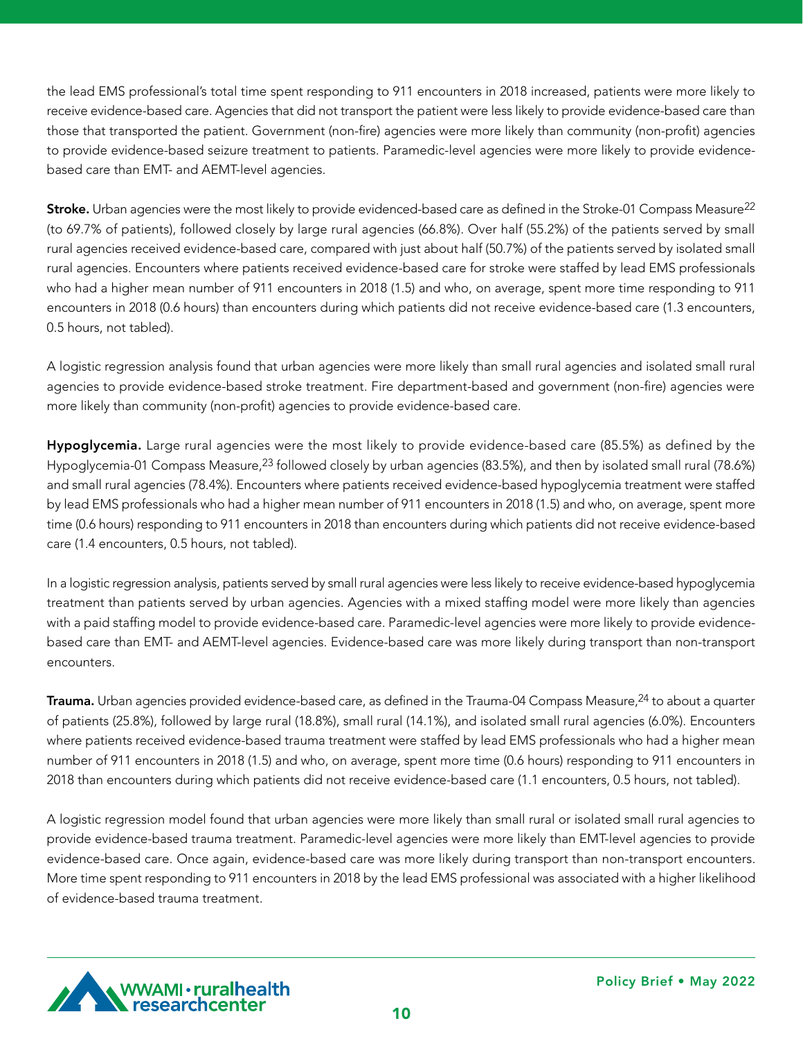the lead EMS professional's total time spent responding to 911 encounters in 2018 increased, patients were more likely to receive evidence-based care. Agencies that did not transport the patient were less likely to provide evidence-based care than those that transported the patient. Government (non-fire) agencies were more likely than community (non-profit) agencies to provide evidence-based seizure treatment to patients. Paramedic-level agencies were more likely to provide evidence-based care than EMT- and AEMT-level agencies.

**Stroke.** Urban agencies were the most likely to provide evidenced-based care as defined in the Stroke-01 Compass Measure[22] (to 69.7% of patients), followed closely by large rural agencies (66.8%). Over half (55.2%) of the patients served by small rural agencies received evidence-based care, compared with just about half (50.7%) of the patients served by isolated small rural agencies. Encounters where patients received evidence-based care for stroke were staffed by lead EMS professionals who had a higher mean number of 911 encounters in 2018 (1.5) and who, on average, spent more time responding to 911 encounters in 2018 (0.6 hours) than encounters during which patients did not receive evidence-based care (1.3 encounters, 0.5 hours, not tabled).

A logistic regression analysis found that urban agencies were more likely than small rural agencies and isolated small rural agencies to provide evidence-based stroke treatment. Fire department-based and government (non-fire) agencies were more likely than community (non-profit) agencies to provide evidence-based care.

**Hypoglycemia.** Large rural agencies were the most likely to provide evidence-based care (85.5%) as defined by the Hypoglycemia-01 Compass Measure,[23] followed closely by urban agencies (83.5%), and then by isolated small rural (78.6%) and small rural agencies (78.4%). Encounters where patients received evidence-based hypoglycemia treatment were staffed by lead EMS professionals who had a higher mean number of 911 encounters in 2018 (1.5) and who, on average, spent more time (0.6 hours) responding to 911 encounters in 2018 than encounters during which patients did not receive evidence-based care (1.4 encounters, 0.5 hours, not tabled).

In a logistic regression analysis, patients served by small rural agencies were less likely to receive evidence-based hypoglycemia treatment than patients served by urban agencies. Agencies with a mixed staffing model were more likely than agencies with a paid staffing model to provide evidence-based care. Paramedic-level agencies were more likely to provide evidence-based care than EMT- and AEMT-level agencies. Evidence-based care was more likely during transport than non-transport encounters.

**Trauma.** Urban agencies provided evidence-based care, as defined in the Trauma-04 Compass Measure,[24] to about a quarter of patients (25.8%), followed by large rural (18.8%), small rural (14.1%), and isolated small rural agencies (6.0%). Encounters where patients received evidence-based trauma treatment were staffed by lead EMS professionals who had a higher mean number of 911 encounters in 2018 (1.5) and who, on average, spent more time (0.6 hours) responding to 911 encounters in 2018 than encounters during which patients did not receive evidence-based care (1.1 encounters, 0.5 hours, not tabled).

A logistic regression model found that urban agencies were more likely than small rural or isolated small rural agencies to provide evidence-based trauma treatment. Paramedic-level agencies were more likely than EMT-level agencies to provide evidence-based care. Once again, evidence-based care was more likely during transport than non-transport encounters. More time spent responding to 911 encounters in 2018 by the lead EMS professional was associated with a higher likelihood of evidence-based trauma treatment.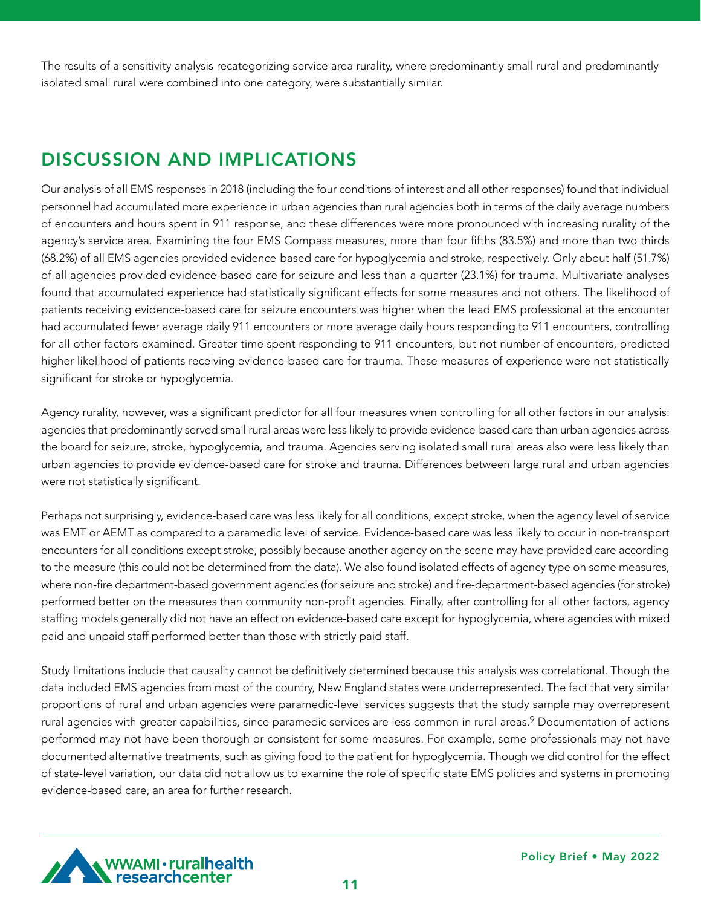The results of a sensitivity analysis recategorizing service area rurality, where predominantly small rural and predominantly isolated small rural were combined into one category, were substantially similar.

## DISCUSSION AND IMPLICATIONS

Our analysis of all EMS responses in 2018 (including the four conditions of interest and all other responses) found that individual personnel had accumulated more experience in urban agencies than rural agencies both in terms of the daily average numbers of encounters and hours spent in 911 response, and these differences were more pronounced with increasing rurality of the agency's service area. Examining the four EMS Compass measures, more than four fifths (83.5%) and more than two thirds (68.2%) of all EMS agencies provided evidence-based care for hypoglycemia and stroke, respectively. Only about half (51.7%) of all agencies provided evidence-based care for seizure and less than a quarter (23.1%) for trauma. Multivariate analyses found that accumulated experience had statistically significant effects for some measures and not others. The likelihood of patients receiving evidence-based care for seizure encounters was higher when the lead EMS professional at the encounter had accumulated fewer average daily 911 encounters or more average daily hours responding to 911 encounters, controlling for all other factors examined. Greater time spent responding to 911 encounters, but not number of encounters, predicted higher likelihood of patients receiving evidence-based care for trauma. These measures of experience were not statistically significant for stroke or hypoglycemia.

Agency rurality, however, was a significant predictor for all four measures when controlling for all other factors in our analysis: agencies that predominantly served small rural areas were less likely to provide evidence-based care than urban agencies across the board for seizure, stroke, hypoglycemia, and trauma. Agencies serving isolated small rural areas also were less likely than urban agencies to provide evidence-based care for stroke and trauma. Differences between large rural and urban agencies were not statistically significant.

Perhaps not surprisingly, evidence-based care was less likely for all conditions, except stroke, when the agency level of service was EMT or AEMT as compared to a paramedic level of service. Evidence-based care was less likely to occur in non-transport encounters for all conditions except stroke, possibly because another agency on the scene may have provided care according to the measure (this could not be determined from the data). We also found isolated effects of agency type on some measures, where non-fire department-based government agencies (for seizure and stroke) and fire-department-based agencies (for stroke) performed better on the measures than community non-profit agencies. Finally, after controlling for all other factors, agency staffing models generally did not have an effect on evidence-based care except for hypoglycemia, where agencies with mixed paid and unpaid staff performed better than those with strictly paid staff.

Study limitations include that causality cannot be definitively determined because this analysis was correlational. Though the data included EMS agencies from most of the country, New England states were underrepresented. The fact that very similar proportions of rural and urban agencies were paramedic-level services suggests that the study sample may overrepresent rural agencies with greater capabilities, since paramedic services are less common in rural areas.[9] Documentation of actions performed may not have been thorough or consistent for some measures. For example, some professionals may not have documented alternative treatments, such as giving food to the patient for hypoglycemia. Though we did control for the effect of state-level variation, our data did not allow us to examine the role of specific state EMS policies and systems in promoting evidence-based care, an area for further research.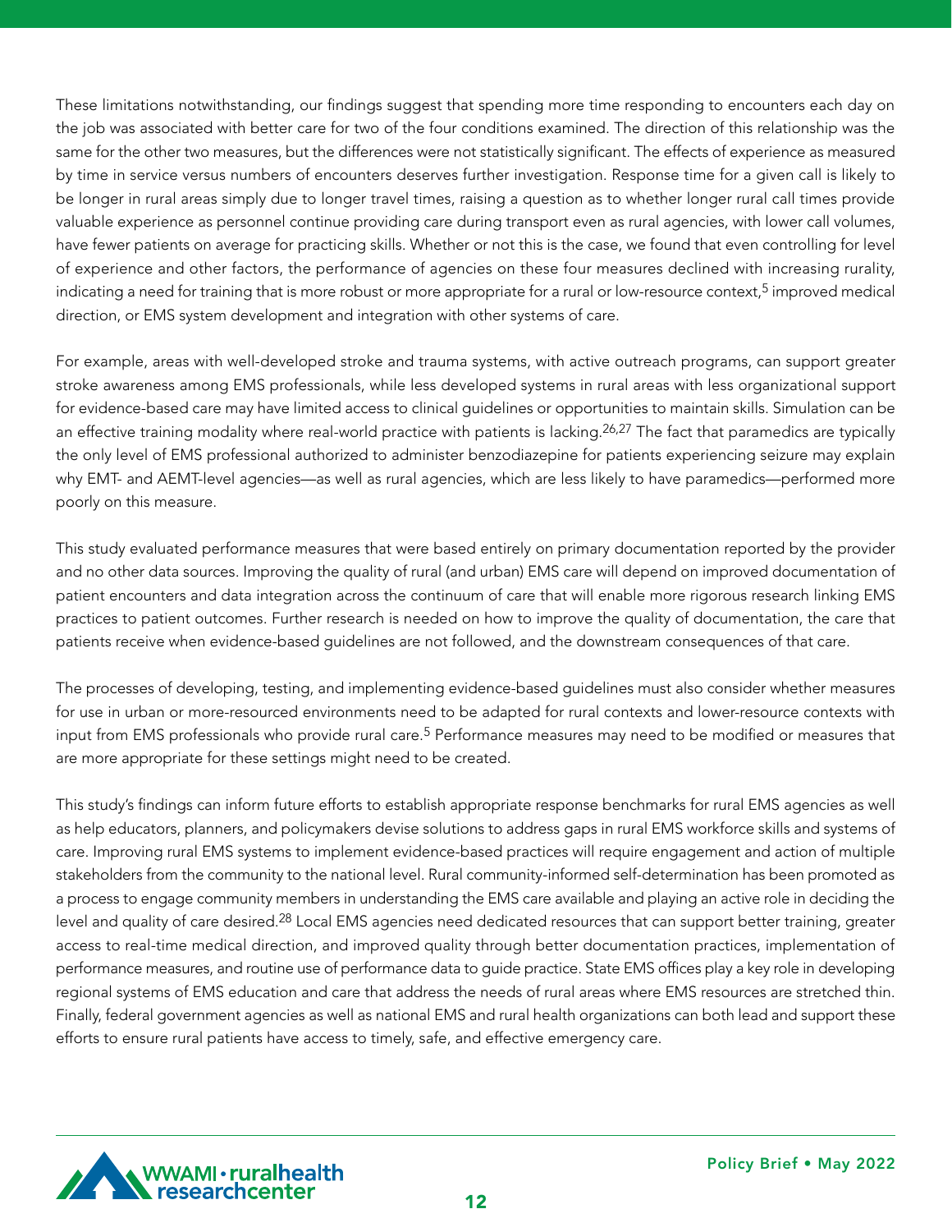These limitations notwithstanding, our findings suggest that spending more time responding to encounters each day on the job was associated with better care for two of the four conditions examined. The direction of this relationship was the same for the other two measures, but the differences were not statistically significant. The effects of experience as measured by time in service versus numbers of encounters deserves further investigation. Response time for a given call is likely to be longer in rural areas simply due to longer travel times, raising a question as to whether longer rural call times provide valuable experience as personnel continue providing care during transport even as rural agencies, with lower call volumes, have fewer patients on average for practicing skills. Whether or not this is the case, we found that even controlling for level of experience and other factors, the performance of agencies on these four measures declined with increasing rurality, indicating a need for training that is more robust or more appropriate for a rural or low-resource context,[5] improved medical direction, or EMS system development and integration with other systems of care.

For example, areas with well-developed stroke and trauma systems, with active outreach programs, can support greater stroke awareness among EMS professionals, while less developed systems in rural areas with less organizational support for evidence-based care may have limited access to clinical guidelines or opportunities to maintain skills. Simulation can be an effective training modality where real-world practice with patients is lacking.[26,27] The fact that paramedics are typically the only level of EMS professional authorized to administer benzodiazepine for patients experiencing seizure may explain why EMT- and AEMT-level agencies—as well as rural agencies, which are less likely to have paramedics—performed more poorly on this measure.

This study evaluated performance measures that were based entirely on primary documentation reported by the provider and no other data sources. Improving the quality of rural (and urban) EMS care will depend on improved documentation of patient encounters and data integration across the continuum of care that will enable more rigorous research linking EMS practices to patient outcomes. Further research is needed on how to improve the quality of documentation, the care that patients receive when evidence-based guidelines are not followed, and the downstream consequences of that care.

The processes of developing, testing, and implementing evidence-based guidelines must also consider whether measures for use in urban or more-resourced environments need to be adapted for rural contexts and lower-resource contexts with input from EMS professionals who provide rural care.[5] Performance measures may need to be modified or measures that are more appropriate for these settings might need to be created.

This study's findings can inform future efforts to establish appropriate response benchmarks for rural EMS agencies as well as help educators, planners, and policymakers devise solutions to address gaps in rural EMS workforce skills and systems of care. Improving rural EMS systems to implement evidence-based practices will require engagement and action of multiple stakeholders from the community to the national level. Rural community-informed self-determination has been promoted as a process to engage community members in understanding the EMS care available and playing an active role in deciding the level and quality of care desired.[28] Local EMS agencies need dedicated resources that can support better training, greater access to real-time medical direction, and improved quality through better documentation practices, implementation of performance measures, and routine use of performance data to guide practice. State EMS offices play a key role in developing regional systems of EMS education and care that address the needs of rural areas where EMS resources are stretched thin. Finally, federal government agencies as well as national EMS and rural health organizations can both lead and support these efforts to ensure rural patients have access to timely, safe, and effective emergency care.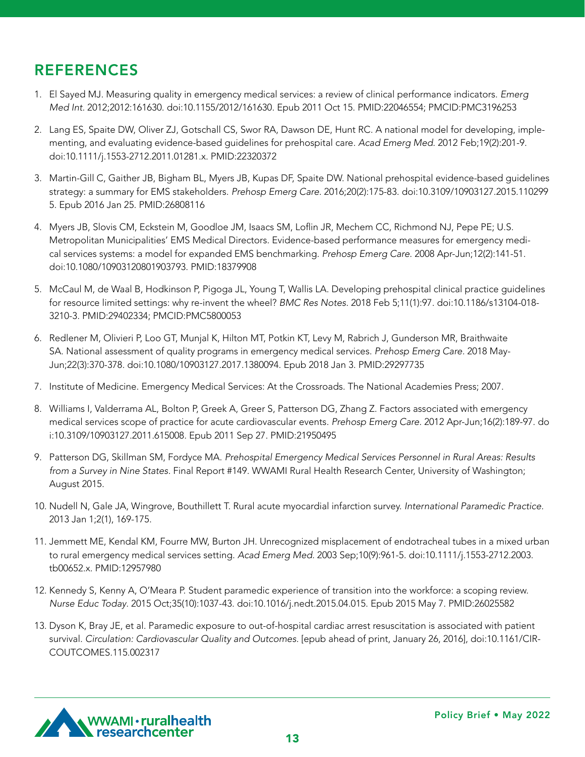## REFERENCES

1. El Sayed MJ. Measuring quality in emergency medical services: a review of clinical performance indicators. *Emerg Med Int.* 2012;2012:161630. doi:10.1155/2012/161630. Epub 2011 Oct 15. PMID:22046554; PMCID:PMC3196253

2. Lang ES, Spaite DW, Oliver ZJ, Gotschall CS, Swor RA, Dawson DE, Hunt RC. A national model for developing, implementing, and evaluating evidence-based guidelines for prehospital care. *Acad Emerg Med.* 2012 Feb;19(2):201-9. doi:10.1111/j.1553-2712.2011.01281.x. PMID:22320372

3. Martin-Gill C, Gaither JB, Bigham BL, Myers JB, Kupas DF, Spaite DW. National prehospital evidence-based guidelines strategy: a summary for EMS stakeholders. *Prehosp Emerg Care.* 2016;20(2):175-83. doi:10.3109/10903127.2015.1102995. Epub 2016 Jan 25. PMID:26808116

4. Myers JB, Slovis CM, Eckstein M, Goodloe JM, Isaacs SM, Loflin JR, Mechem CC, Richmond NJ, Pepe PE; U.S. Metropolitan Municipalities' EMS Medical Directors. Evidence-based performance measures for emergency medical services systems: a model for expanded EMS benchmarking. *Prehosp Emerg Care.* 2008 Apr-Jun;12(2):141-51. doi:10.1080/10903120801903793. PMID:18379908

5. McCaul M, de Waal B, Hodkinson P, Pigoga JL, Young T, Wallis LA. Developing prehospital clinical practice guidelines for resource limited settings: why re-invent the wheel? *BMC Res Notes.* 2018 Feb 5;11(1):97. doi:10.1186/s13104-018-3210-3. PMID:29402334; PMCID:PMC5800053

6. Redlener M, Olivieri P, Loo GT, Munjal K, Hilton MT, Potkin KT, Levy M, Rabrich J, Gunderson MR, Braithwaite SA. National assessment of quality programs in emergency medical services. *Prehosp Emerg Care.* 2018 May-Jun;22(3):370-378. doi:10.1080/10903127.2017.1380094. Epub 2018 Jan 3. PMID:29297735

7. Institute of Medicine. Emergency Medical Services: At the Crossroads. The National Academies Press; 2007.

8. Williams I, Valderrama AL, Bolton P, Greek A, Greer S, Patterson DG, Zhang Z. Factors associated with emergency medical services scope of practice for acute cardiovascular events. *Prehosp Emerg Care.* 2012 Apr-Jun;16(2):189-97. doi:10.3109/10903127.2011.615008. Epub 2011 Sep 27. PMID:21950495

9. Patterson DG, Skillman SM, Fordyce MA. *Prehospital Emergency Medical Services Personnel in Rural Areas: Results from a Survey in Nine States.* Final Report #149. WWAMI Rural Health Research Center, University of Washington; August 2015.

10. Nudell N, Gale JA, Wingrove, Bouthillett T. Rural acute myocardial infarction survey. *International Paramedic Practice.* 2013 Jan 1;2(1), 169-175.

11. Jemmett ME, Kendal KM, Fourre MW, Burton JH. Unrecognized misplacement of endotracheal tubes in a mixed urban to rural emergency medical services setting. *Acad Emerg Med.* 2003 Sep;10(9):961-5. doi:10.1111/j.1553-2712.2003.tb00652.x. PMID:12957980

12. Kennedy S, Kenny A, O'Meara P. Student paramedic experience of transition into the workforce: a scoping review. *Nurse Educ Today.* 2015 Oct;35(10):1037-43. doi:10.1016/j.nedt.2015.04.015. Epub 2015 May 7. PMID:26025582

13. Dyson K, Bray JE, et al. Paramedic exposure to out-of-hospital cardiac arrest resuscitation is associated with patient survival. *Circulation: Cardiovascular Quality and Outcomes.* [epub ahead of print, January 26, 2016], doi:10.1161/CIRCOUTCOMES.115.002317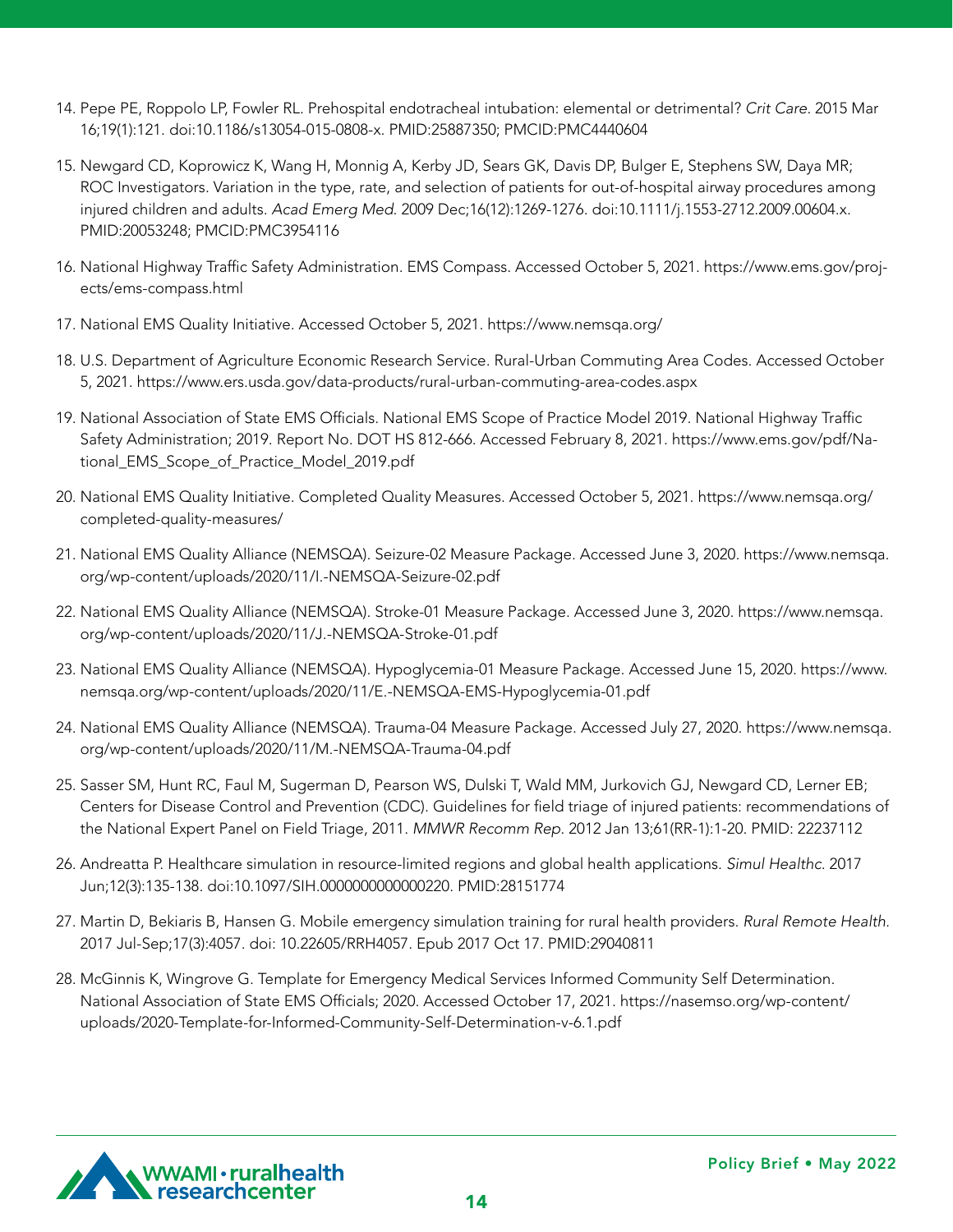14. Pepe PE, Roppolo LP, Fowler RL. Prehospital endotracheal intubation: elemental or detrimental? *Crit Care*. 2015 Mar 16;19(1):121. doi:10.1186/s13054-015-0808-x. PMID:25887350; PMCID:PMC4440604

15. Newgard CD, Koprowicz K, Wang H, Monnig A, Kerby JD, Sears GK, Davis DP, Bulger E, Stephens SW, Daya MR; ROC Investigators. Variation in the type, rate, and selection of patients for out-of-hospital airway procedures among injured children and adults. *Acad Emerg Med*. 2009 Dec;16(12):1269-1276. doi:10.1111/j.1553-2712.2009.00604.x. PMID:20053248; PMCID:PMC3954116

16. National Highway Traffic Safety Administration. EMS Compass. Accessed October 5, 2021. https://www.ems.gov/projects/ems-compass.html

17. National EMS Quality Initiative. Accessed October 5, 2021. https://www.nemsqa.org/

18. U.S. Department of Agriculture Economic Research Service. Rural-Urban Commuting Area Codes. Accessed October 5, 2021. https://www.ers.usda.gov/data-products/rural-urban-commuting-area-codes.aspx

19. National Association of State EMS Officials. National EMS Scope of Practice Model 2019. National Highway Traffic Safety Administration; 2019. Report No. DOT HS 812-666. Accessed February 8, 2021. https://www.ems.gov/pdf/National_EMS_Scope_of_Practice_Model_2019.pdf

20. National EMS Quality Initiative. Completed Quality Measures. Accessed October 5, 2021. https://www.nemsqa.org/completed-quality-measures/

21. National EMS Quality Alliance (NEMSQA). Seizure-02 Measure Package. Accessed June 3, 2020. https://www.nemsqa.org/wp-content/uploads/2020/11/I.-NEMSQA-Seizure-02.pdf

22. National EMS Quality Alliance (NEMSQA). Stroke-01 Measure Package. Accessed June 3, 2020. https://www.nemsqa.org/wp-content/uploads/2020/11/J.-NEMSQA-Stroke-01.pdf

23. National EMS Quality Alliance (NEMSQA). Hypoglycemia-01 Measure Package. Accessed June 15, 2020. https://www.nemsqa.org/wp-content/uploads/2020/11/E.-NEMSQA-EMS-Hypoglycemia-01.pdf

24. National EMS Quality Alliance (NEMSQA). Trauma-04 Measure Package. Accessed July 27, 2020. https://www.nemsqa.org/wp-content/uploads/2020/11/M.-NEMSQA-Trauma-04.pdf

25. Sasser SM, Hunt RC, Faul M, Sugerman D, Pearson WS, Dulski T, Wald MM, Jurkovich GJ, Newgard CD, Lerner EB; Centers for Disease Control and Prevention (CDC). Guidelines for field triage of injured patients: recommendations of the National Expert Panel on Field Triage, 2011. *MMWR Recomm Rep*. 2012 Jan 13;61(RR-1):1-20. PMID: 22237112

26. Andreatta P. Healthcare simulation in resource-limited regions and global health applications. *Simul Healthc*. 2017 Jun;12(3):135-138. doi:10.1097/SIH.0000000000000220. PMID:28151774

27. Martin D, Bekiaris B, Hansen G. Mobile emergency simulation training for rural health providers. *Rural Remote Health*. 2017 Jul-Sep;17(3):4057. doi: 10.22605/RRH4057. Epub 2017 Oct 17. PMID:29040811

28. McGinnis K, Wingrove G. Template for Emergency Medical Services Informed Community Self Determination. National Association of State EMS Officials; 2020. Accessed October 17, 2021. https://nasemso.org/wp-content/uploads/2020-Template-for-Informed-Community-Self-Determination-v-6.1.pdf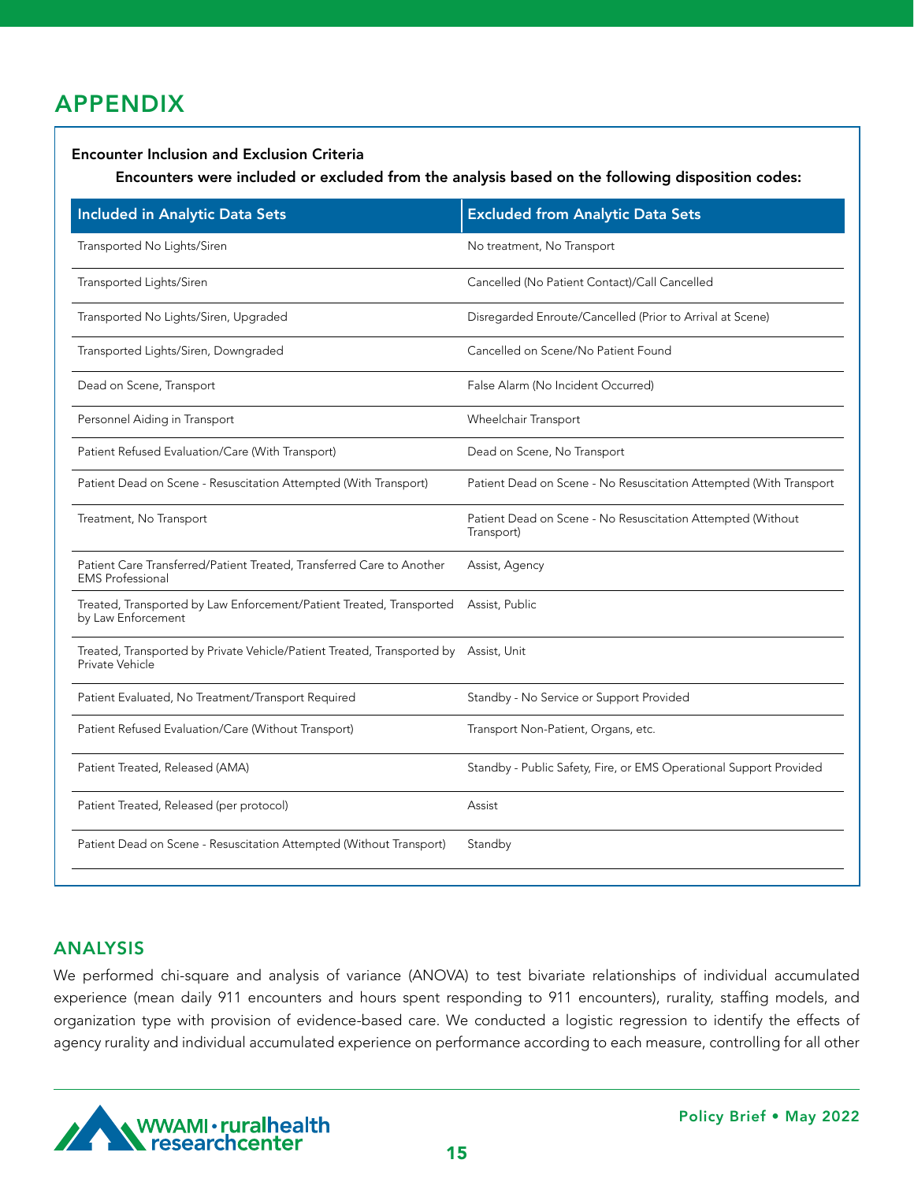# APPENDIX

**Encounter Inclusion and Exclusion Criteria**

**Encounters were included or excluded from the analysis based on the following disposition codes:**

| Included in Analytic Data Sets | Excluded from Analytic Data Sets |
|---|---|
| Transported No Lights/Siren | No treatment, No Transport |
| Transported Lights/Siren | Cancelled (No Patient Contact)/Call Cancelled |
| Transported No Lights/Siren, Upgraded | Disregarded Enroute/Cancelled (Prior to Arrival at Scene) |
| Transported Lights/Siren, Downgraded | Cancelled on Scene/No Patient Found |
| Dead on Scene, Transport | False Alarm (No Incident Occurred) |
| Personnel Aiding in Transport | Wheelchair Transport |
| Patient Refused Evaluation/Care (With Transport) | Dead on Scene, No Transport |
| Patient Dead on Scene - Resuscitation Attempted (With Transport) | Patient Dead on Scene - No Resuscitation Attempted (With Transport |
| Treatment, No Transport | Patient Dead on Scene - No Resuscitation Attempted (Without Transport) |
| Patient Care Transferred/Patient Treated, Transferred Care to Another EMS Professional | Assist, Agency |
| Treated, Transported by Law Enforcement/Patient Treated, Transported by Law Enforcement | Assist, Public |
| Treated, Transported by Private Vehicle/Patient Treated, Transported by Private Vehicle | Assist, Unit |
| Patient Evaluated, No Treatment/Transport Required | Standby - No Service or Support Provided |
| Patient Refused Evaluation/Care (Without Transport) | Transport Non-Patient, Organs, etc. |
| Patient Treated, Released (AMA) | Standby - Public Safety, Fire, or EMS Operational Support Provided |
| Patient Treated, Released (per protocol) | Assist |
| Patient Dead on Scene - Resuscitation Attempted (Without Transport) | Standby |

## ANALYSIS

We performed chi-square and analysis of variance (ANOVA) to test bivariate relationships of individual accumulated experience (mean daily 911 encounters and hours spent responding to 911 encounters), rurality, staffing models, and organization type with provision of evidence-based care. We conducted a logistic regression to identify the effects of agency rurality and individual accumulated experience on performance according to each measure, controlling for all other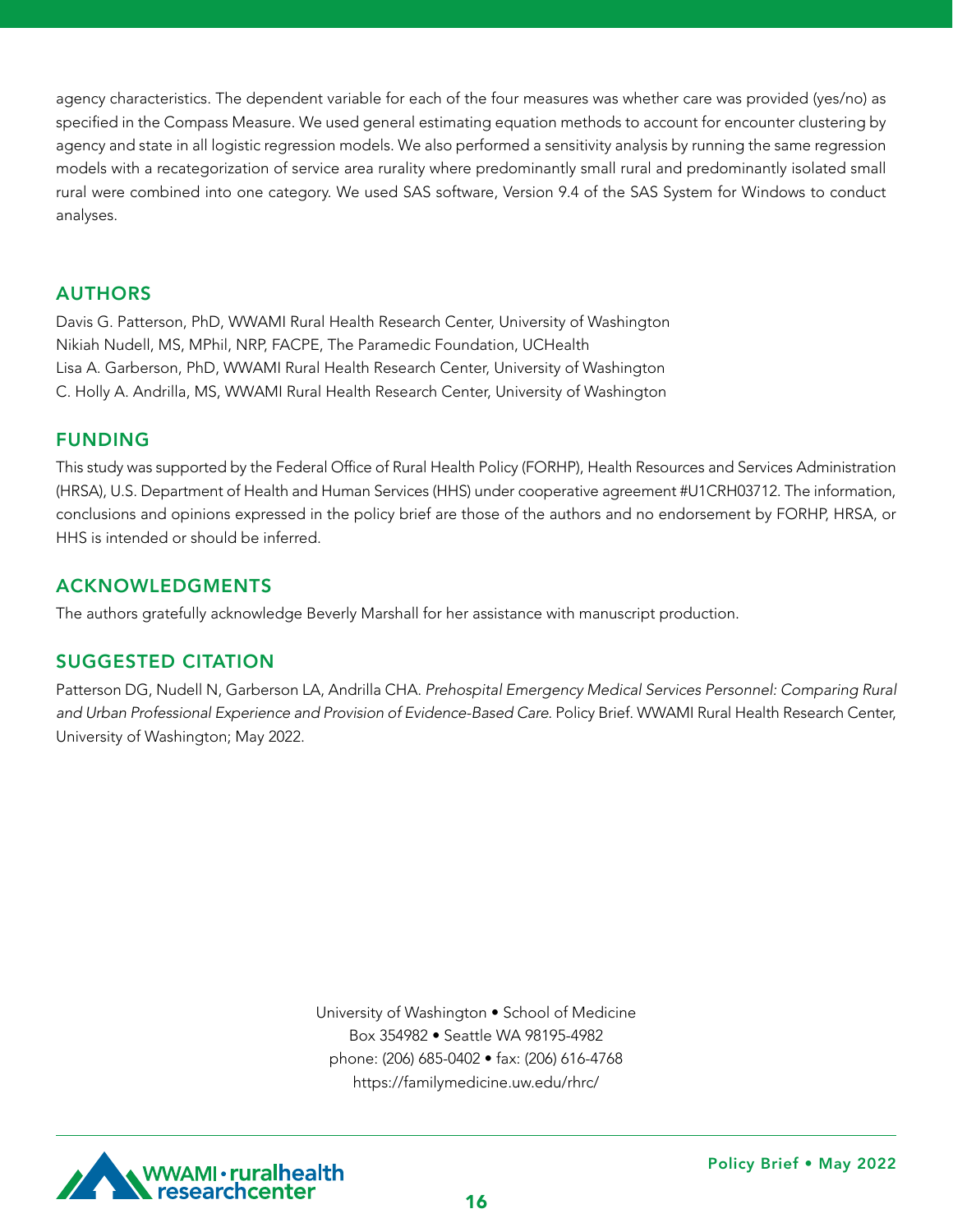agency characteristics. The dependent variable for each of the four measures was whether care was provided (yes/no) as specified in the Compass Measure. We used general estimating equation methods to account for encounter clustering by agency and state in all logistic regression models. We also performed a sensitivity analysis by running the same regression models with a recategorization of service area rurality where predominantly small rural and predominantly isolated small rural were combined into one category. We used SAS software, Version 9.4 of the SAS System for Windows to conduct analyses.

## AUTHORS

Davis G. Patterson, PhD, WWAMI Rural Health Research Center, University of Washington
Nikiah Nudell, MS, MPhil, NRP, FACPE, The Paramedic Foundation, UCHealth
Lisa A. Garberson, PhD, WWAMI Rural Health Research Center, University of Washington
C. Holly A. Andrilla, MS, WWAMI Rural Health Research Center, University of Washington

## FUNDING

This study was supported by the Federal Office of Rural Health Policy (FORHP), Health Resources and Services Administration (HRSA), U.S. Department of Health and Human Services (HHS) under cooperative agreement #U1CRH03712. The information, conclusions and opinions expressed in the policy brief are those of the authors and no endorsement by FORHP, HRSA, or HHS is intended or should be inferred.

## ACKNOWLEDGMENTS

The authors gratefully acknowledge Beverly Marshall for her assistance with manuscript production.

## SUGGESTED CITATION

Patterson DG, Nudell N, Garberson LA, Andrilla CHA. *Prehospital Emergency Medical Services Personnel: Comparing Rural and Urban Professional Experience and Provision of Evidence-Based Care.* Policy Brief. WWAMI Rural Health Research Center, University of Washington; May 2022.

University of Washington • School of Medicine
Box 354982 • Seattle WA 98195-4982
phone: (206) 685-0402 • fax: (206) 616-4768
https://familymedicine.uw.edu/rhrc/